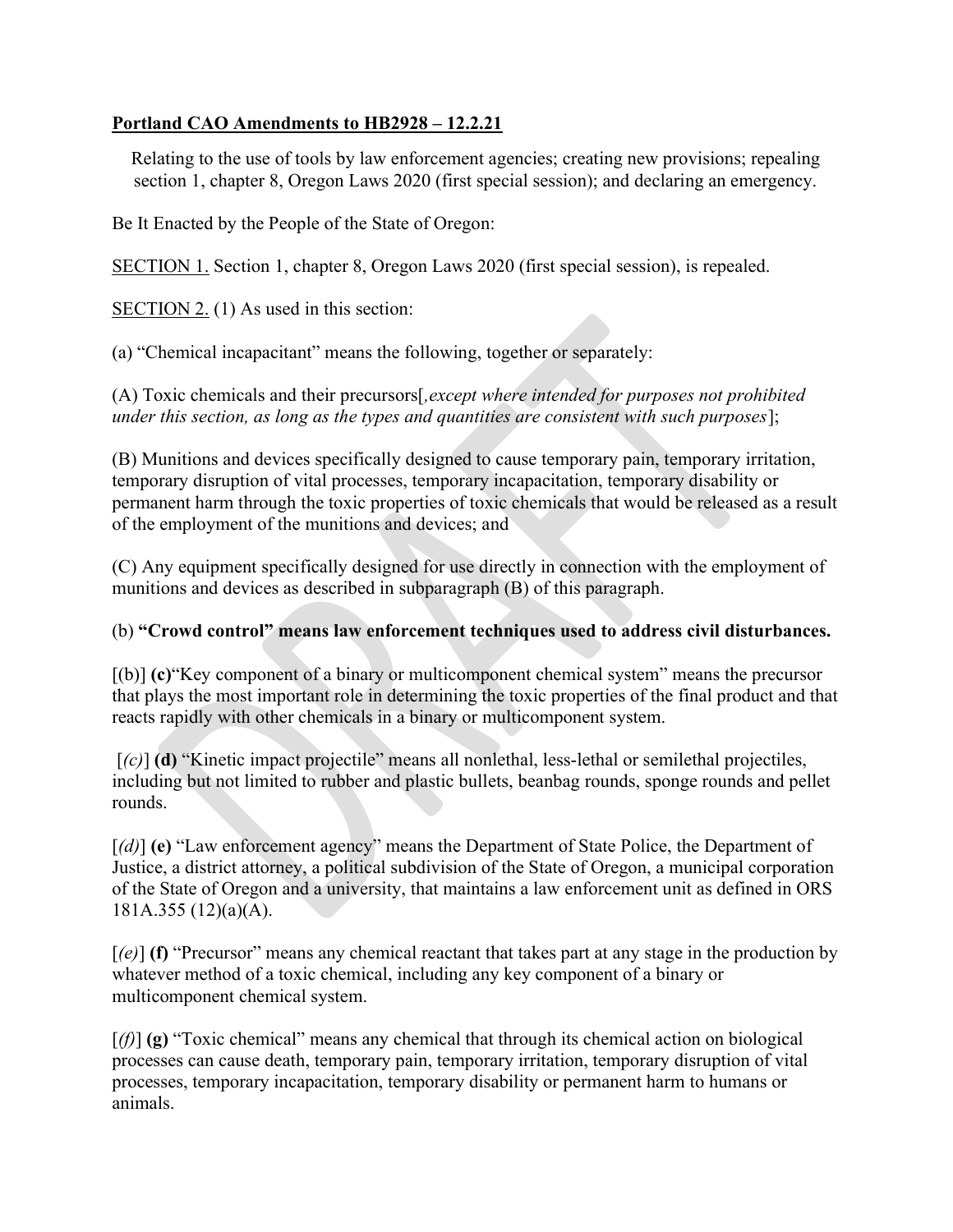**<u>Portland CAO Amendments to HB2928 – 12.2.21</u>**

Relating to the use of tools by law enforcement agencies; creating new provisions; repealing section 1, chapter 8, Oregon Laws 2020 (first special session); and declaring an emergency.

Be It Enacted by the People of the State of Oregon:

<u>SECTION 1.</u> Section 1, chapter 8, Oregon Laws 2020 (first special session), is repealed.

<u>SECTION 2.</u> (1) As used in this section:

(a) "Chemical incapacitant" means the following, together or separately:

(A) Toxic chemicals and their precursors[*, except where intended for purposes not prohibited under this section, as long as the types and quantities are consistent with such purposes*];

(B) Munitions and devices specifically designed to cause temporary pain, temporary irritation, temporary disruption of vital processes, temporary incapacitation, temporary disability or permanent harm through the toxic properties of toxic chemicals that would be released as a result of the employment of the munitions and devices; and

(C) Any equipment specifically designed for use directly in connection with the employment of munitions and devices as described in subparagraph (B) of this paragraph.

(b) **"Crowd control" means law enforcement techniques used to address civil disturbances.**

[(b)] **(c)** "Key component of a binary or multicomponent chemical system" means the precursor that plays the most important role in determining the toxic properties of the final product and that reacts rapidly with other chemicals in a binary or multicomponent system.

[*(c)*] **(d)** "Kinetic impact projectile" means all nonlethal, less-lethal or semilethal projectiles, including but not limited to rubber and plastic bullets, beanbag rounds, sponge rounds and pellet rounds.

[*(d)*] **(e)** "Law enforcement agency" means the Department of State Police, the Department of Justice, a district attorney, a political subdivision of the State of Oregon, a municipal corporation of the State of Oregon and a university, that maintains a law enforcement unit as defined in ORS 181A.355 (12)(a)(A).

[*(e)*] **(f)** "Precursor" means any chemical reactant that takes part at any stage in the production by whatever method of a toxic chemical, including any key component of a binary or multicomponent chemical system.

[*(f)*] **(g)** "Toxic chemical" means any chemical that through its chemical action on biological processes can cause death, temporary pain, temporary irritation, temporary disruption of vital processes, temporary incapacitation, temporary disability or permanent harm to humans or animals.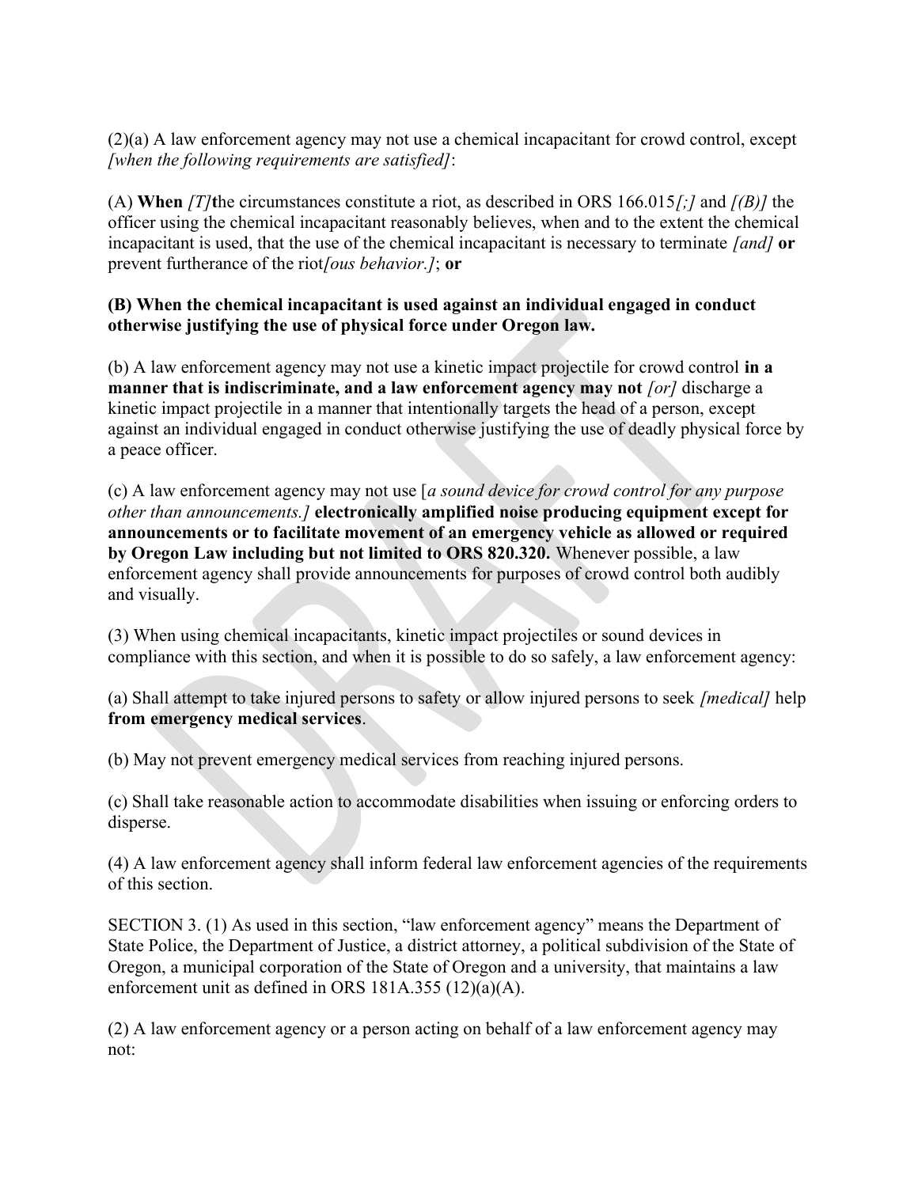(2)(a) A law enforcement agency may not use a chemical incapacitant for crowd control, except *[when the following requirements are satisfied]*:

(A) **When** *[T]***t**he circumstances constitute a riot, as described in ORS 166.015*[;]* and *[(B)]* the officer using the chemical incapacitant reasonably believes, when and to the extent the chemical incapacitant is used, that the use of the chemical incapacitant is necessary to terminate *[and]* **or** prevent furtherance of the riot*[ous behavior.]*; **or**

**(B) When the chemical incapacitant is used against an individual engaged in conduct otherwise justifying the use of physical force under Oregon law.**

(b) A law enforcement agency may not use a kinetic impact projectile for crowd control **in a manner that is indiscriminate, and a law enforcement agency may not** *[or]* discharge a kinetic impact projectile in a manner that intentionally targets the head of a person, except against an individual engaged in conduct otherwise justifying the use of deadly physical force by a peace officer.

(c) A law enforcement agency may not use [*a sound device for crowd control for any purpose other than announcements.]* **electronically amplified noise producing equipment except for announcements or to facilitate movement of an emergency vehicle as allowed or required by Oregon Law including but not limited to ORS 820.320.** Whenever possible, a law enforcement agency shall provide announcements for purposes of crowd control both audibly and visually.

(3) When using chemical incapacitants, kinetic impact projectiles or sound devices in compliance with this section, and when it is possible to do so safely, a law enforcement agency:

(a) Shall attempt to take injured persons to safety or allow injured persons to seek *[medical]* help **from emergency medical services**.

(b) May not prevent emergency medical services from reaching injured persons.

(c) Shall take reasonable action to accommodate disabilities when issuing or enforcing orders to disperse.

(4) A law enforcement agency shall inform federal law enforcement agencies of the requirements of this section.

SECTION 3. (1) As used in this section, "law enforcement agency" means the Department of State Police, the Department of Justice, a district attorney, a political subdivision of the State of Oregon, a municipal corporation of the State of Oregon and a university, that maintains a law enforcement unit as defined in ORS 181A.355 (12)(a)(A).

(2) A law enforcement agency or a person acting on behalf of a law enforcement agency may not: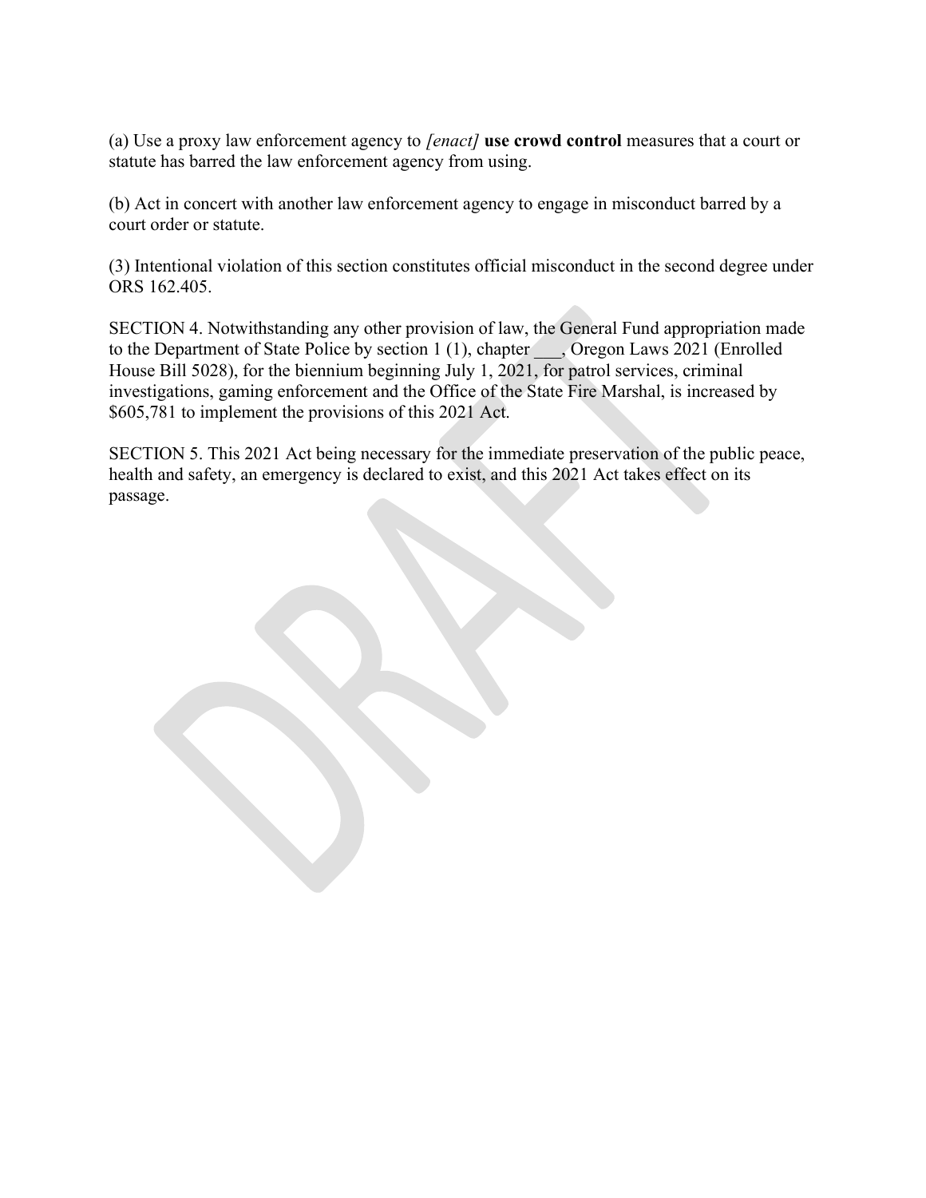(a) Use a proxy law enforcement agency to *[enact]* **use crowd control** measures that a court or statute has barred the law enforcement agency from using.

(b) Act in concert with another law enforcement agency to engage in misconduct barred by a court order or statute.

(3) Intentional violation of this section constitutes official misconduct in the second degree under ORS 162.405.

SECTION 4. Notwithstanding any other provision of law, the General Fund appropriation made to the Department of State Police by section 1 (1), chapter ___, Oregon Laws 2021 (Enrolled House Bill 5028), for the biennium beginning July 1, 2021, for patrol services, criminal investigations, gaming enforcement and the Office of the State Fire Marshal, is increased by $605,781 to implement the provisions of this 2021 Act.

SECTION 5. This 2021 Act being necessary for the immediate preservation of the public peace, health and safety, an emergency is declared to exist, and this 2021 Act takes effect on its passage.